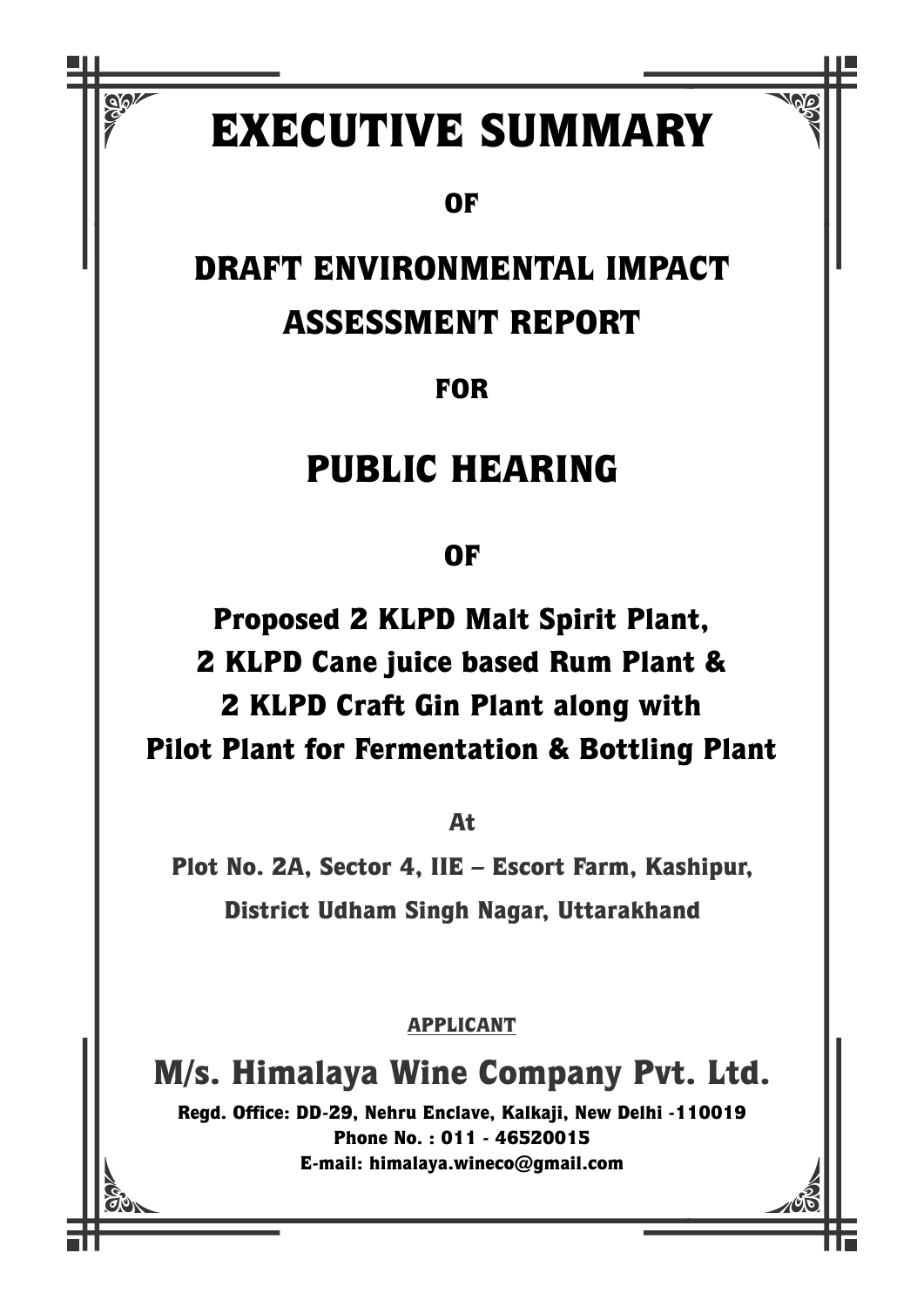# EXECUTIVE SUMMARY

**OF**

## DRAFT ENVIRONMENTAL IMPACT ASSESSMENT REPORT

**FOR**

## PUBLIC HEARING

**OF**

### Proposed 2 KLPD Malt Spirit Plant, 2 KLPD Cane juice based Rum Plant & 2 KLPD Craft Gin Plant along with Pilot Plant for Fermentation & Bottling Plant

**At**

**Plot No. 2A, Sector 4, IIE – Escort Farm, Kashipur, District Udham Singh Nagar, Uttarakhand**

**APPLICANT**

## M/s. Himalaya Wine Company Pvt. Ltd.

**Regd. Office: DD-29, Nehru Enclave, Kalkaji, New Delhi -110019**

**Phone No. : 011 - 46520015**

**E-mail: himalaya.wineco@gmail.com**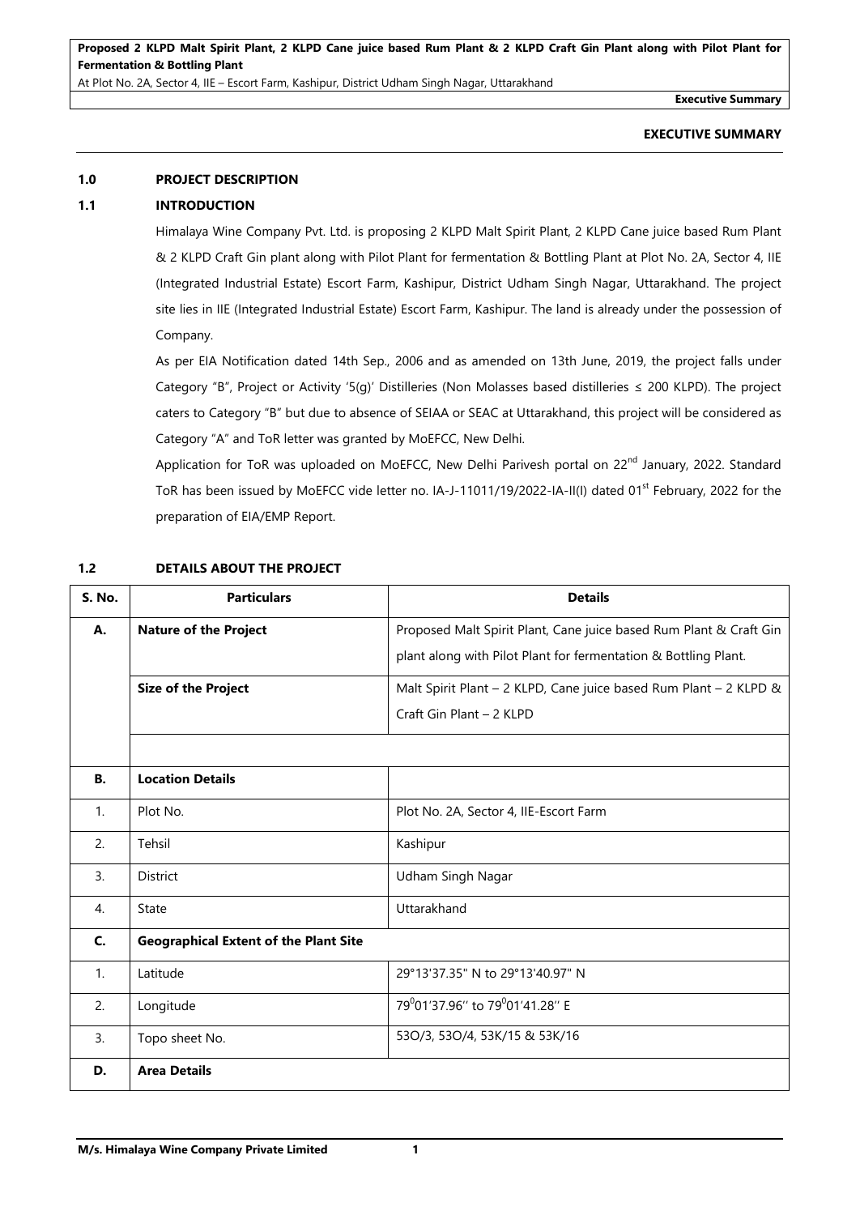## EXECUTIVE SUMMARY

### 1.0 PROJECT DESCRIPTION

### 1.1 INTRODUCTION

Himalaya Wine Company Pvt. Ltd. is proposing 2 KLPD Malt Spirit Plant, 2 KLPD Cane juice based Rum Plant & 2 KLPD Craft Gin plant along with Pilot Plant for fermentation & Bottling Plant at Plot No. 2A, Sector 4, IIE (Integrated Industrial Estate) Escort Farm, Kashipur, District Udham Singh Nagar, Uttarakhand. The project site lies in IIE (Integrated Industrial Estate) Escort Farm, Kashipur. The land is already under the possession of Company.

As per EIA Notification dated 14th Sep., 2006 and as amended on 13th June, 2019, the project falls under Category "B", Project or Activity '5(g)' Distilleries (Non Molasses based distilleries ≤ 200 KLPD). The project caters to Category "B" but due to absence of SEIAA or SEAC at Uttarakhand, this project will be considered as Category "A" and ToR letter was granted by MoEFCC, New Delhi.

Application for ToR was uploaded on MoEFCC, New Delhi Parivesh portal on 22nd January, 2022. Standard ToR has been issued by MoEFCC vide letter no. IA-J-11011/19/2022-IA-II(I) dated 01st February, 2022 for the preparation of EIA/EMP Report.

### 1.2 DETAILS ABOUT THE PROJECT

| S. No. | Particulars | Details |
|---|---|---|
| **A.** | **Nature of the Project** | Proposed Malt Spirit Plant, Cane juice based Rum Plant & Craft Gin plant along with Pilot Plant for fermentation & Bottling Plant. |
| | **Size of the Project** | Malt Spirit Plant – 2 KLPD, Cane juice based Rum Plant – 2 KLPD & Craft Gin Plant – 2 KLPD |
| | | |
| **B.** | **Location Details** | |
| 1. | Plot No. | Plot No. 2A, Sector 4, IIE-Escort Farm |
| 2. | Tehsil | Kashipur |
| 3. | District | Udham Singh Nagar |
| 4. | State | Uttarakhand |
| **C.** | **Geographical Extent of the Plant Site** | |
| 1. | Latitude | 29°13'37.35" N to 29°13'40.97" N |
| 2. | Longitude | 79°01'37.96'' to 79°01'41.28'' E |
| 3. | Topo sheet No. | 53O/3, 53O/4, 53K/15 & 53K/16 |
| **D.** | **Area Details** | |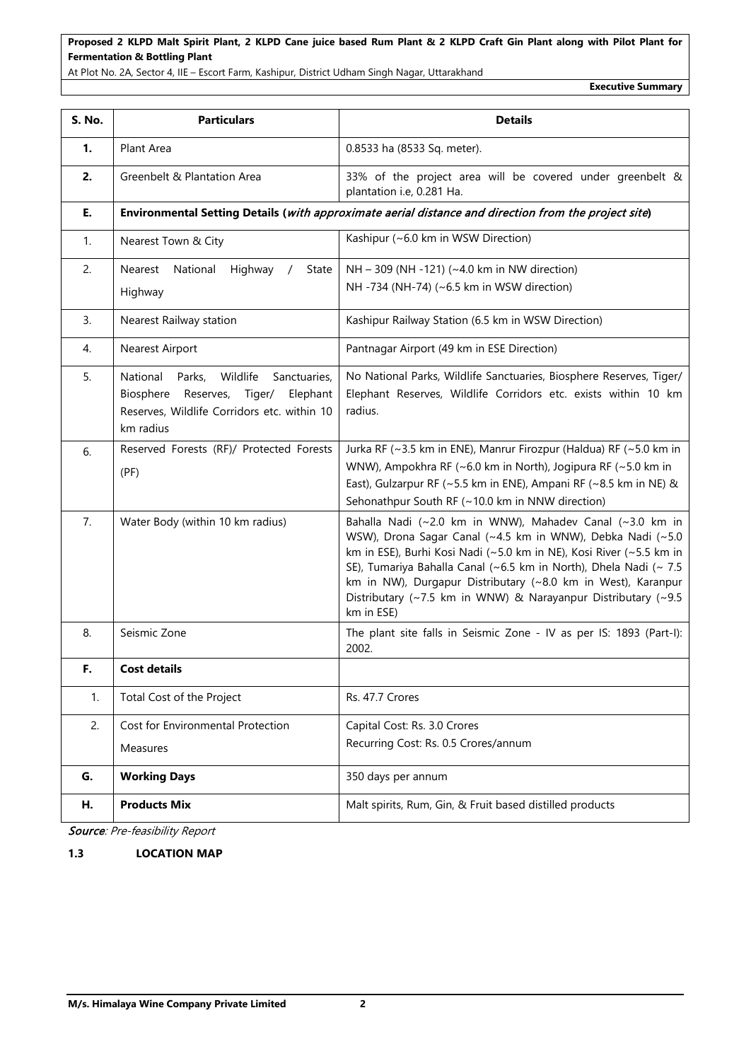| S. No. | Particulars | Details |
|---|---|---|
| **1.** | Plant Area | 0.8533 ha (8533 Sq. meter). |
| **2.** | Greenbelt & Plantation Area | 33% of the project area will be covered under greenbelt & plantation i.e, 0.281 Ha. |
| **E.** | **Environmental Setting Details (*with approximate aerial distance and direction from the project site*)** | |
| 1. | Nearest Town & City | Kashipur (~6.0 km in WSW Direction) |
| 2. | Nearest National Highway / State Highway | NH – 309 (NH -121) (~4.0 km in NW direction)<br>NH -734 (NH-74) (~6.5 km in WSW direction) |
| 3. | Nearest Railway station | Kashipur Railway Station (6.5 km in WSW Direction) |
| 4. | Nearest Airport | Pantnagar Airport (49 km in ESE Direction) |
| 5. | National Parks, Wildlife Sanctuaries, Biosphere Reserves, Tiger/ Elephant Reserves, Wildlife Corridors etc. within 10 km radius | No National Parks, Wildlife Sanctuaries, Biosphere Reserves, Tiger/ Elephant Reserves, Wildlife Corridors etc. exists within 10 km radius. |
| 6. | Reserved Forests (RF)/ Protected Forests (PF) | Jurka RF (~3.5 km in ENE), Manrur Firozpur (Haldua) RF (~5.0 km in WNW), Ampokhra RF (~6.0 km in North), Jogipura RF (~5.0 km in East), Gulzarpur RF (~5.5 km in ENE), Ampani RF (~8.5 km in NE) & Sehonathpur South RF (~10.0 km in NNW direction) |
| 7. | Water Body (within 10 km radius) | Bahalla Nadi (~2.0 km in WNW), Mahadev Canal (~3.0 km in WSW), Drona Sagar Canal (~4.5 km in WNW), Debka Nadi (~5.0 km in ESE), Burhi Kosi Nadi (~5.0 km in NE), Kosi River (~5.5 km in SE), Tumariya Bahalla Canal (~6.5 km in North), Dhela Nadi (~ 7.5 km in NW), Durgapur Distributary (~8.0 km in West), Karanpur Distributary (~7.5 km in WNW) & Narayanpur Distributary (~9.5 km in ESE) |
| 8. | Seismic Zone | The plant site falls in Seismic Zone - IV as per IS: 1893 (Part-I): 2002. |
| **F.** | **Cost details** | |
| 1. | Total Cost of the Project | Rs. 47.7 Crores |
| 2. | Cost for Environmental Protection Measures | Capital Cost: Rs. 3.0 Crores<br>Recurring Cost: Rs. 0.5 Crores/annum |
| **G.** | **Working Days** | 350 days per annum |
| **H.** | **Products Mix** | Malt spirits, Rum, Gin, & Fruit based distilled products |

***Source**: Pre-feasibility Report*

### 1.3 LOCATION MAP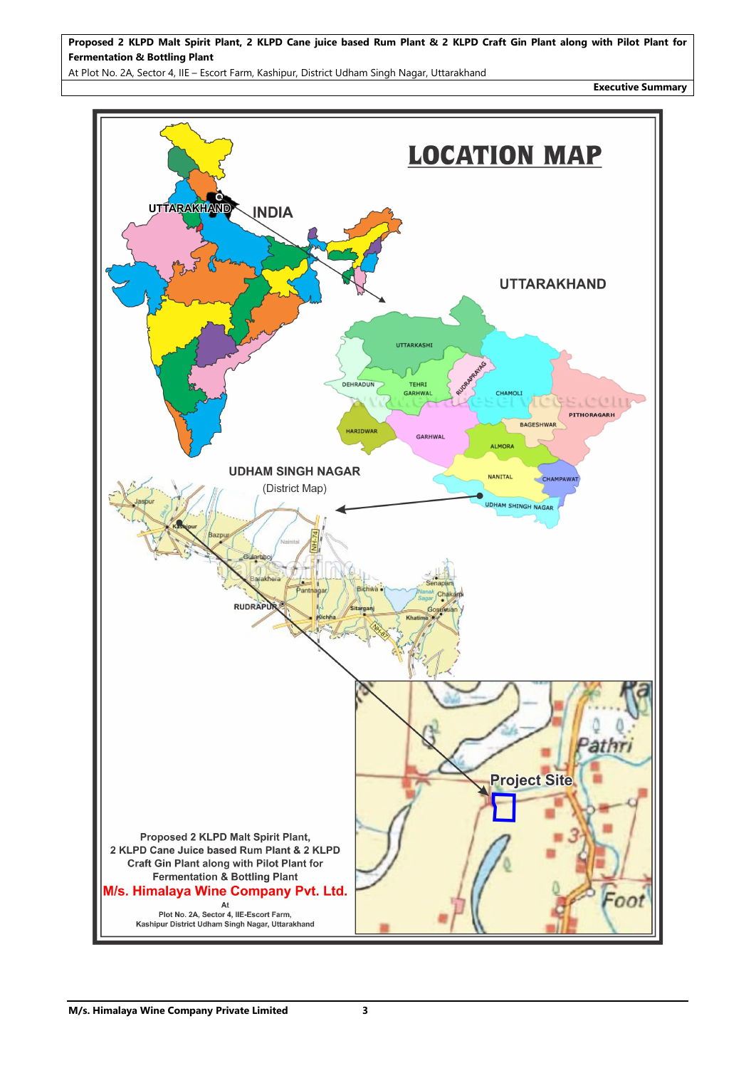# LOCATION MAP

INDIA

UTTARAKHAND

UTTARKASHI

DEHRADUN

TEHRI GARHWAL

RUDRAPRAYAG

CHAMOLI

PITHORAGARH

HARIDWAR

GARHWAL

BAGESHWAR

ALMORA

NANITAL

CHAMPAWAT

UDHAM SHINGH NAGAR

UDHAM SINGH NAGAR

(District Map)

Jaspur

Kashipur

Bazpur

Gularbhoj

Barakhera

Pantnagar

RUDRAPUR

Kichha

Sitarganj

Bichwa

Senapani

Chakarpur

Khatima

Project Site

Pathri

Foot

Proposed 2 KLPD Malt Spirit Plant, 2 KLPD Cane Juice based Rum Plant & 2 KLPD Craft Gin Plant along with Pilot Plant for Fermentation & Bottling Plant

**M/s. Himalaya Wine Company Pvt. Ltd.**

At

Plot No. 2A, Sector 4, IIE-Escort Farm, Kashipur District Udham Singh Nagar, Uttarakhand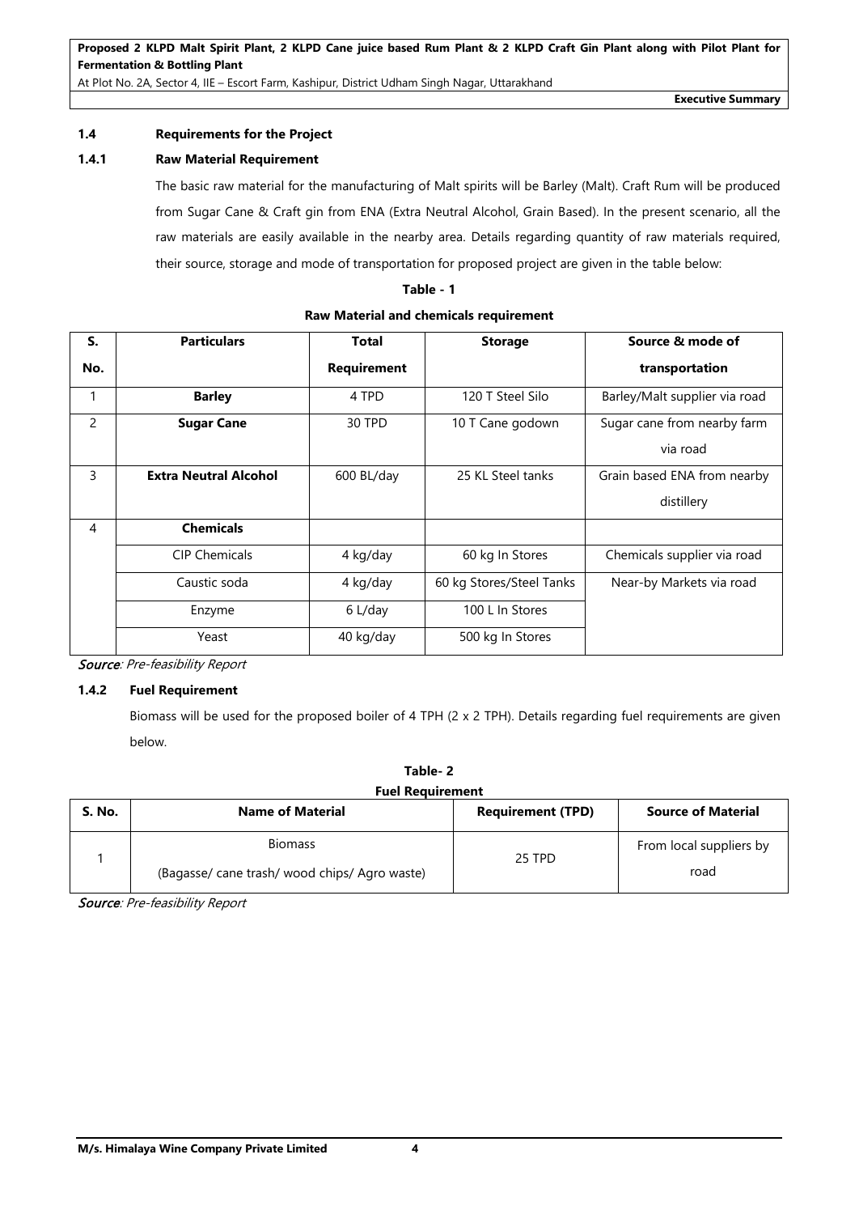## 1.4 Requirements for the Project

### 1.4.1 Raw Material Requirement

The basic raw material for the manufacturing of Malt spirits will be Barley (Malt). Craft Rum will be produced from Sugar Cane & Craft gin from ENA (Extra Neutral Alcohol, Grain Based). In the present scenario, all the raw materials are easily available in the nearby area. Details regarding quantity of raw materials required, their source, storage and mode of transportation for proposed project are given in the table below:

**Table - 1**

**Raw Material and chemicals requirement**

| S. No. | Particulars | Total Requirement | Storage | Source & mode of transportation |
|---|---|---|---|---|
| 1 | **Barley** | 4 TPD | 120 T Steel Silo | Barley/Malt supplier via road |
| 2 | **Sugar Cane** | 30 TPD | 10 T Cane godown | Sugar cane from nearby farm via road |
| 3 | **Extra Neutral Alcohol** | 600 BL/day | 25 KL Steel tanks | Grain based ENA from nearby distillery |
| 4 | **Chemicals** | | | |
| | CIP Chemicals | 4 kg/day | 60 kg In Stores | Chemicals supplier via road |
| | Caustic soda | 4 kg/day | 60 kg Stores/Steel Tanks | Near-by Markets via road |
| | Enzyme | 6 L/day | 100 L In Stores | |
| | Yeast | 40 kg/day | 500 kg In Stores | |

*Source: Pre-feasibility Report*

### 1.4.2 Fuel Requirement

Biomass will be used for the proposed boiler of 4 TPH (2 x 2 TPH). Details regarding fuel requirements are given below.

**Table- 2**

**Fuel Requirement**

| S. No. | Name of Material | Requirement (TPD) | Source of Material |
|---|---|---|---|
| 1 | Biomass (Bagasse/ cane trash/ wood chips/ Agro waste) | 25 TPD | From local suppliers by road |

*Source: Pre-feasibility Report*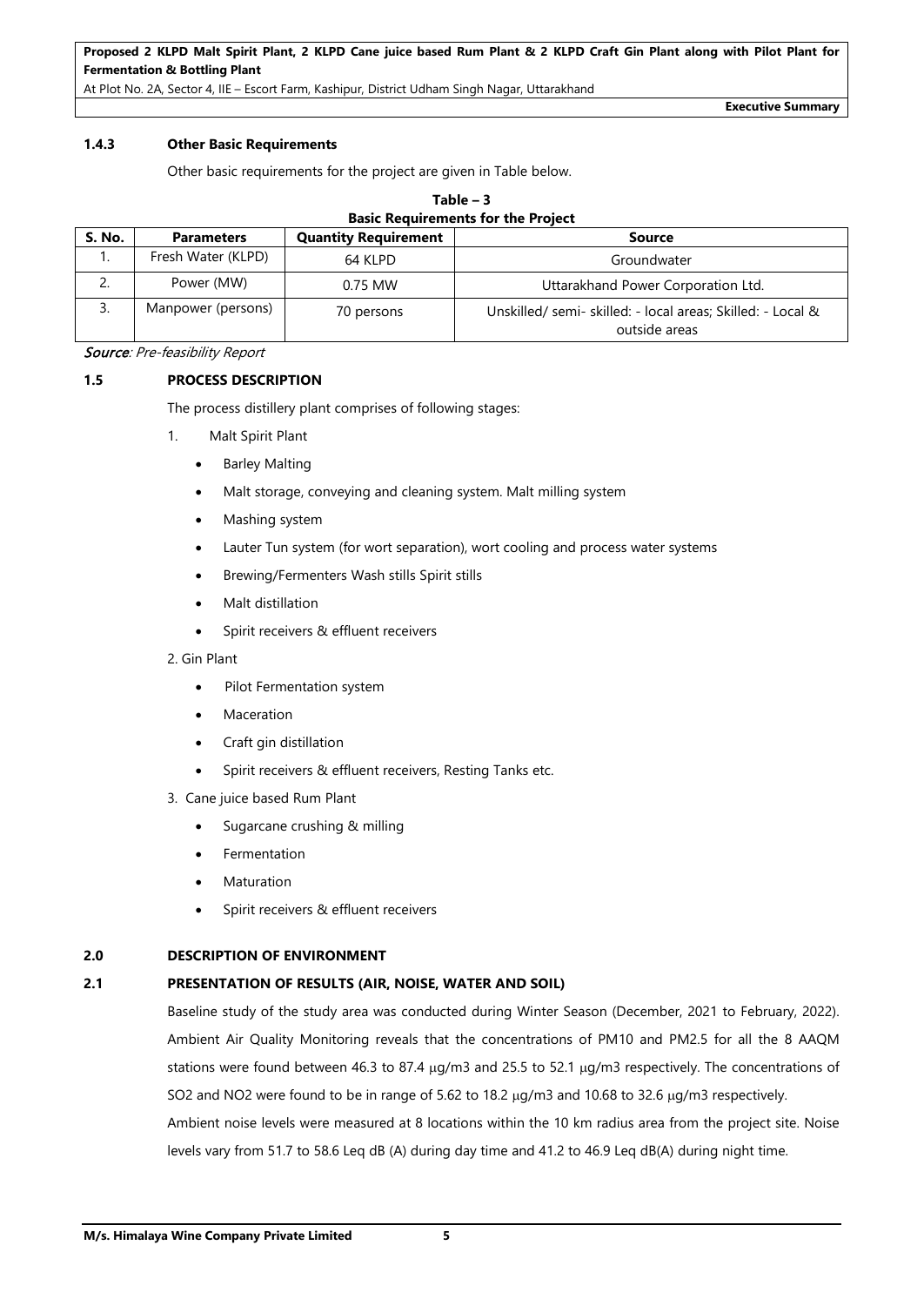#### 1.4.3 Other Basic Requirements

Other basic requirements for the project are given in Table below.

**Table – 3**
**Basic Requirements for the Project**

| S. No. | Parameters | Quantity Requirement | Source |
|---|---|---|---|
| 1. | Fresh Water (KLPD) | 64 KLPD | Groundwater |
| 2. | Power (MW) | 0.75 MW | Uttarakhand Power Corporation Ltd. |
| 3. | Manpower (persons) | 70 persons | Unskilled/ semi- skilled: - local areas; Skilled: - Local & outside areas |

***Source**: Pre-feasibility Report*

### 1.5 PROCESS DESCRIPTION

The process distillery plant comprises of following stages:

1. Malt Spirit Plant
   - Barley Malting
   - Malt storage, conveying and cleaning system. Malt milling system
   - Mashing system
   - Lauter Tun system (for wort separation), wort cooling and process water systems
   - Brewing/Fermenters Wash stills Spirit stills
   - Malt distillation
   - Spirit receivers & effluent receivers
2. Gin Plant
   - Pilot Fermentation system
   - Maceration
   - Craft gin distillation
   - Spirit receivers & effluent receivers, Resting Tanks etc.
3. Cane juice based Rum Plant
   - Sugarcane crushing & milling
   - Fermentation
   - Maturation
   - Spirit receivers & effluent receivers

## 2.0 DESCRIPTION OF ENVIRONMENT

### 2.1 PRESENTATION OF RESULTS (AIR, NOISE, WATER AND SOIL)

Baseline study of the study area was conducted during Winter Season (December, 2021 to February, 2022). Ambient Air Quality Monitoring reveals that the concentrations of $PM_{10}$ and $PM_{2.5}$ for all the 8 AAQM stations were found between 46.3 to 87.4 μg/m3 and 25.5 to 52.1 μg/m3 respectively. The concentrations of $SO_2$ and $NO_2$ were found to be in range of 5.62 to 18.2 μg/m3 and 10.68 to 32.6 μg/m3 respectively.

Ambient noise levels were measured at 8 locations within the 10 km radius area from the project site. Noise levels vary from 51.7 to 58.6 Leq dB (A) during day time and 41.2 to 46.9 Leq dB(A) during night time.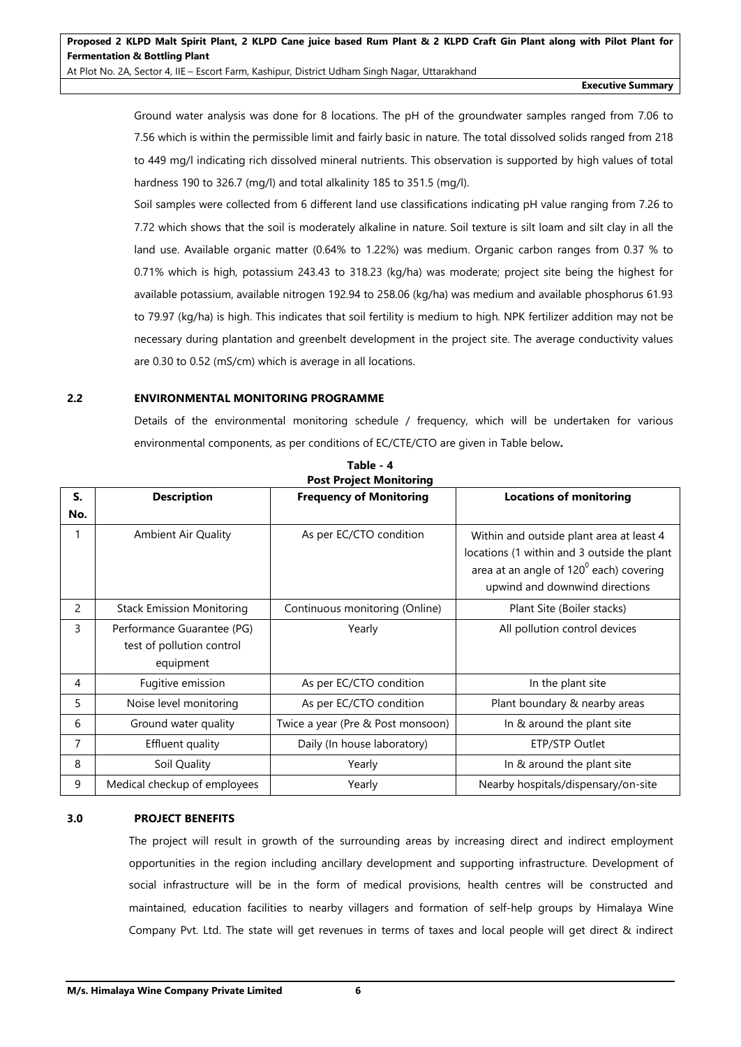Ground water analysis was done for 8 locations. The pH of the groundwater samples ranged from 7.06 to 7.56 which is within the permissible limit and fairly basic in nature. The total dissolved solids ranged from 218 to 449 mg/l indicating rich dissolved mineral nutrients. This observation is supported by high values of total hardness 190 to 326.7 (mg/l) and total alkalinity 185 to 351.5 (mg/l).

Soil samples were collected from 6 different land use classifications indicating pH value ranging from 7.26 to 7.72 which shows that the soil is moderately alkaline in nature. Soil texture is silt loam and silt clay in all the land use. Available organic matter (0.64% to 1.22%) was medium. Organic carbon ranges from 0.37 % to 0.71% which is high, potassium 243.43 to 318.23 (kg/ha) was moderate; project site being the highest for available potassium, available nitrogen 192.94 to 258.06 (kg/ha) was medium and available phosphorus 61.93 to 79.97 (kg/ha) is high. This indicates that soil fertility is medium to high. NPK fertilizer addition may not be necessary during plantation and greenbelt development in the project site. The average conductivity values are 0.30 to 0.52 (mS/cm) which is average in all locations.

## 2.2 ENVIRONMENTAL MONITORING PROGRAMME

Details of the environmental monitoring schedule / frequency, which will be undertaken for various environmental components, as per conditions of EC/CTE/CTO are given in Table below**.**

**Table - 4**
**Post Project Monitoring**

| S. No. | Description | Frequency of Monitoring | Locations of monitoring |
|---|---|---|---|
| 1 | Ambient Air Quality | As per EC/CTO condition | Within and outside plant area at least 4 locations (1 within and 3 outside the plant area at an angle of $120^0$ each) covering upwind and downwind directions |
| 2 | Stack Emission Monitoring | Continuous monitoring (Online) | Plant Site (Boiler stacks) |
| 3 | Performance Guarantee (PG) test of pollution control equipment | Yearly | All pollution control devices |
| 4 | Fugitive emission | As per EC/CTO condition | In the plant site |
| 5 | Noise level monitoring | As per EC/CTO condition | Plant boundary & nearby areas |
| 6 | Ground water quality | Twice a year (Pre & Post monsoon) | In & around the plant site |
| 7 | Effluent quality | Daily (In house laboratory) | ETP/STP Outlet |
| 8 | Soil Quality | Yearly | In & around the plant site |
| 9 | Medical checkup of employees | Yearly | Nearby hospitals/dispensary/on-site |

## 3.0 PROJECT BENEFITS

The project will result in growth of the surrounding areas by increasing direct and indirect employment opportunities in the region including ancillary development and supporting infrastructure. Development of social infrastructure will be in the form of medical provisions, health centres will be constructed and maintained, education facilities to nearby villagers and formation of self-help groups by Himalaya Wine Company Pvt. Ltd. The state will get revenues in terms of taxes and local people will get direct & indirect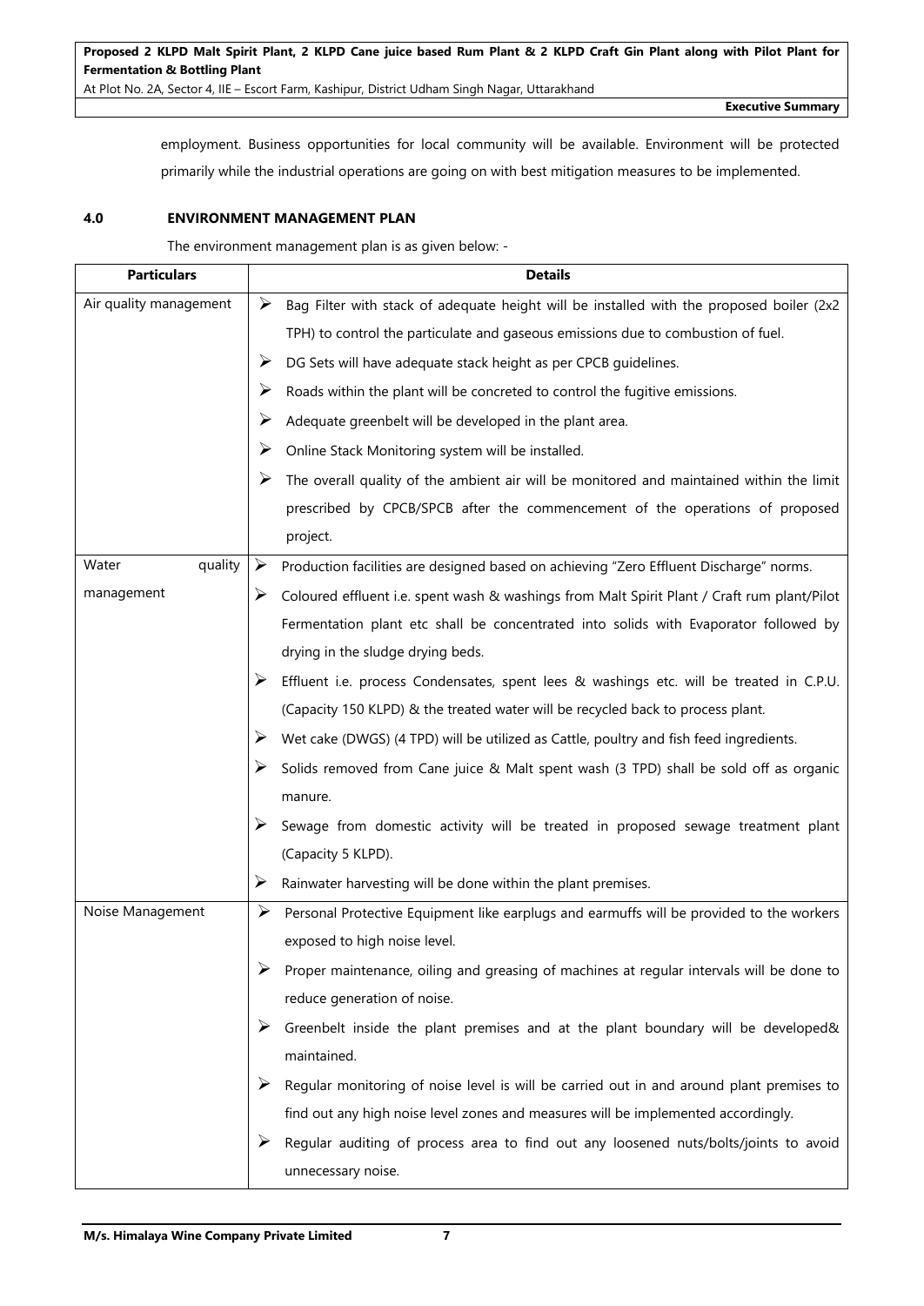employment. Business opportunities for local community will be available. Environment will be protected primarily while the industrial operations are going on with best mitigation measures to be implemented.

## 4.0 ENVIRONMENT MANAGEMENT PLAN

The environment management plan is as given below: -

| Particulars | Details |
|---|---|
| Air quality management | ➢ Bag Filter with stack of adequate height will be installed with the proposed boiler (2x2 TPH) to control the particulate and gaseous emissions due to combustion of fuel.<br>➢ DG Sets will have adequate stack height as per CPCB guidelines.<br>➢ Roads within the plant will be concreted to control the fugitive emissions.<br>➢ Adequate greenbelt will be developed in the plant area.<br>➢ Online Stack Monitoring system will be installed.<br>➢ The overall quality of the ambient air will be monitored and maintained within the limit prescribed by CPCB/SPCB after the commencement of the operations of proposed project. |
| Water quality management | ➢ Production facilities are designed based on achieving "Zero Effluent Discharge" norms.<br>➢ Coloured effluent i.e. spent wash & washings from Malt Spirit Plant / Craft rum plant/Pilot Fermentation plant etc shall be concentrated into solids with Evaporator followed by drying in the sludge drying beds.<br>➢ Effluent i.e. process Condensates, spent lees & washings etc. will be treated in C.P.U. (Capacity 150 KLPD) & the treated water will be recycled back to process plant.<br>➢ Wet cake (DWGS) (4 TPD) will be utilized as Cattle, poultry and fish feed ingredients.<br>➢ Solids removed from Cane juice & Malt spent wash (3 TPD) shall be sold off as organic manure.<br>➢ Sewage from domestic activity will be treated in proposed sewage treatment plant (Capacity 5 KLPD).<br>➢ Rainwater harvesting will be done within the plant premises. |
| Noise Management | ➢ Personal Protective Equipment like earplugs and earmuffs will be provided to the workers exposed to high noise level.<br>➢ Proper maintenance, oiling and greasing of machines at regular intervals will be done to reduce generation of noise.<br>➢ Greenbelt inside the plant premises and at the plant boundary will be developed& maintained.<br>➢ Regular monitoring of noise level is will be carried out in and around plant premises to find out any high noise level zones and measures will be implemented accordingly.<br>➢ Regular auditing of process area to find out any loosened nuts/bolts/joints to avoid unnecessary noise. |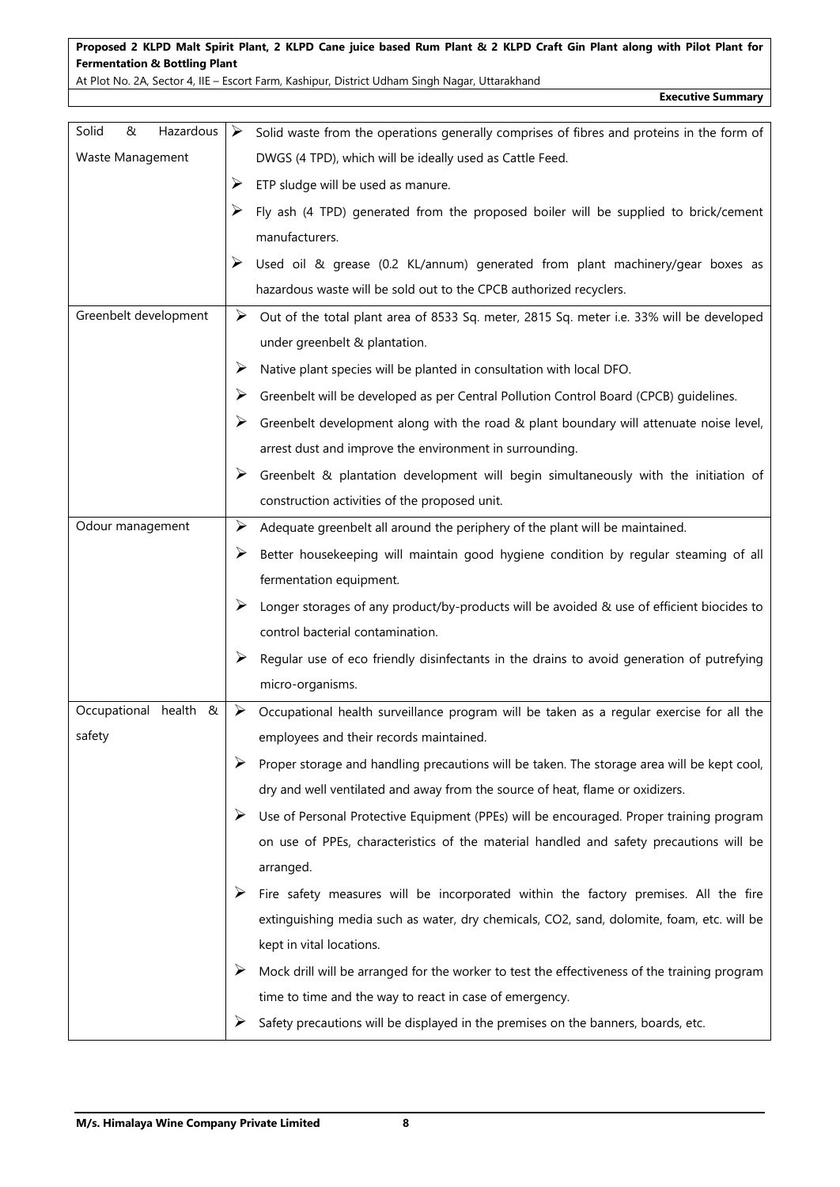| Solid & Hazardous Waste Management | ➢ Solid waste from the operations generally comprises of fibres and proteins in the form of DWGS (4 TPD), which will be ideally used as Cattle Feed.<br>➢ ETP sludge will be used as manure.<br>➢ Fly ash (4 TPD) generated from the proposed boiler will be supplied to brick/cement manufacturers.<br>➢ Used oil & grease (0.2 KL/annum) generated from plant machinery/gear boxes as hazardous waste will be sold out to the CPCB authorized recyclers. |
|---|---|
| Greenbelt development | ➢ Out of the total plant area of 8533 Sq. meter, 2815 Sq. meter i.e. 33% will be developed under greenbelt & plantation.<br>➢ Native plant species will be planted in consultation with local DFO.<br>➢ Greenbelt will be developed as per Central Pollution Control Board (CPCB) guidelines.<br>➢ Greenbelt development along with the road & plant boundary will attenuate noise level, arrest dust and improve the environment in surrounding.<br>➢ Greenbelt & plantation development will begin simultaneously with the initiation of construction activities of the proposed unit. |
| Odour management | ➢ Adequate greenbelt all around the periphery of the plant will be maintained.<br>➢ Better housekeeping will maintain good hygiene condition by regular steaming of all fermentation equipment.<br>➢ Longer storages of any product/by-products will be avoided & use of efficient biocides to control bacterial contamination.<br>➢ Regular use of eco friendly disinfectants in the drains to avoid generation of putrefying micro-organisms. |
| Occupational health & safety | ➢ Occupational health surveillance program will be taken as a regular exercise for all the employees and their records maintained.<br>➢ Proper storage and handling precautions will be taken. The storage area will be kept cool, dry and well ventilated and away from the source of heat, flame or oxidizers.<br>➢ Use of Personal Protective Equipment (PPEs) will be encouraged. Proper training program on use of PPEs, characteristics of the material handled and safety precautions will be arranged.<br>➢ Fire safety measures will be incorporated within the factory premises. All the fire extinguishing media such as water, dry chemicals, $CO_2$, sand, dolomite, foam, etc. will be kept in vital locations.<br>➢ Mock drill will be arranged for the worker to test the effectiveness of the training program time to time and the way to react in case of emergency.<br>➢ Safety precautions will be displayed in the premises on the banners, boards, etc. |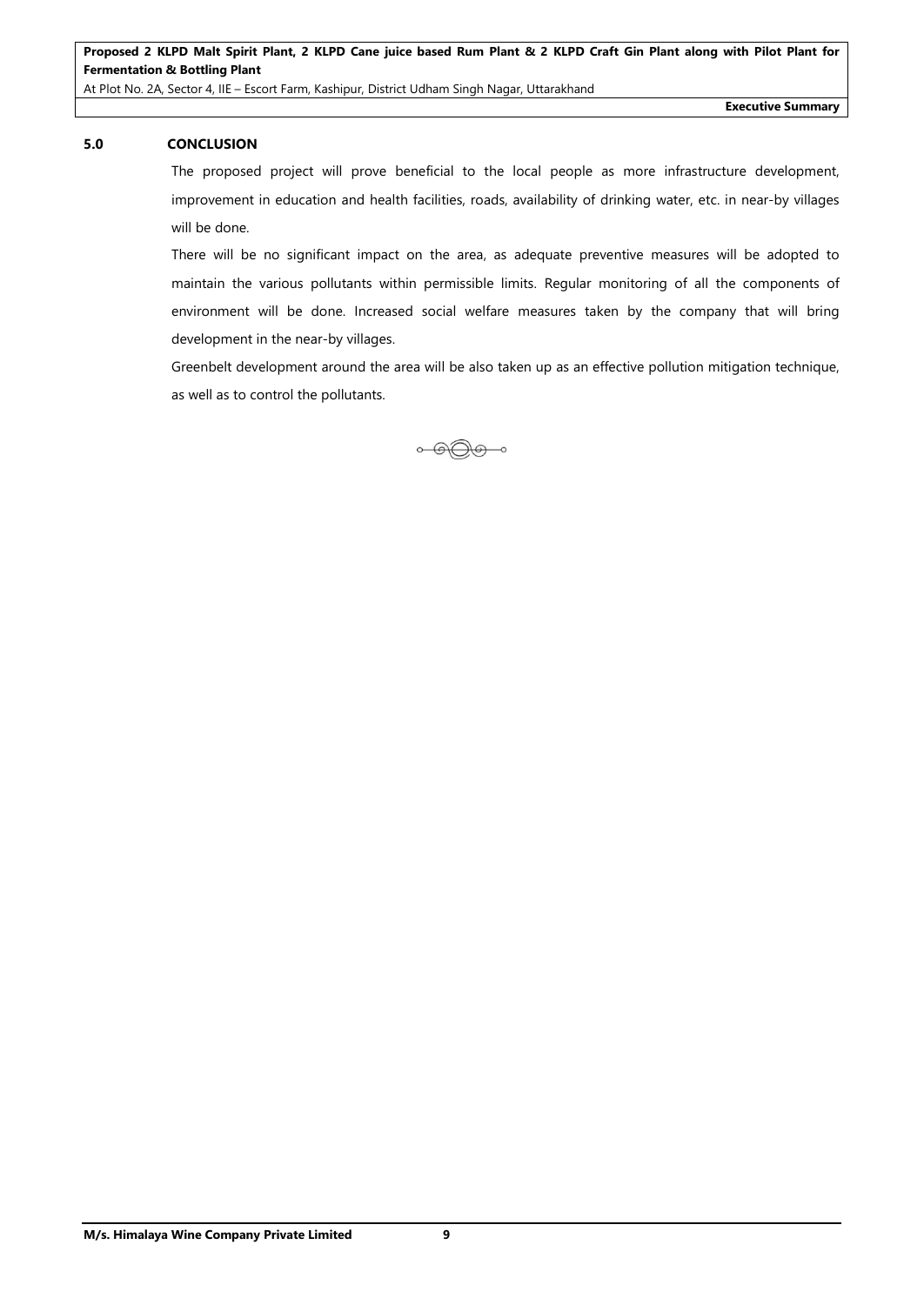## 5.0 CONCLUSION

The proposed project will prove beneficial to the local people as more infrastructure development, improvement in education and health facilities, roads, availability of drinking water, etc. in near-by villages will be done.

There will be no significant impact on the area, as adequate preventive measures will be adopted to maintain the various pollutants within permissible limits. Regular monitoring of all the components of environment will be done. Increased social welfare measures taken by the company that will bring development in the near-by villages.

Greenbelt development around the area will be also taken up as an effective pollution mitigation technique, as well as to control the pollutants.